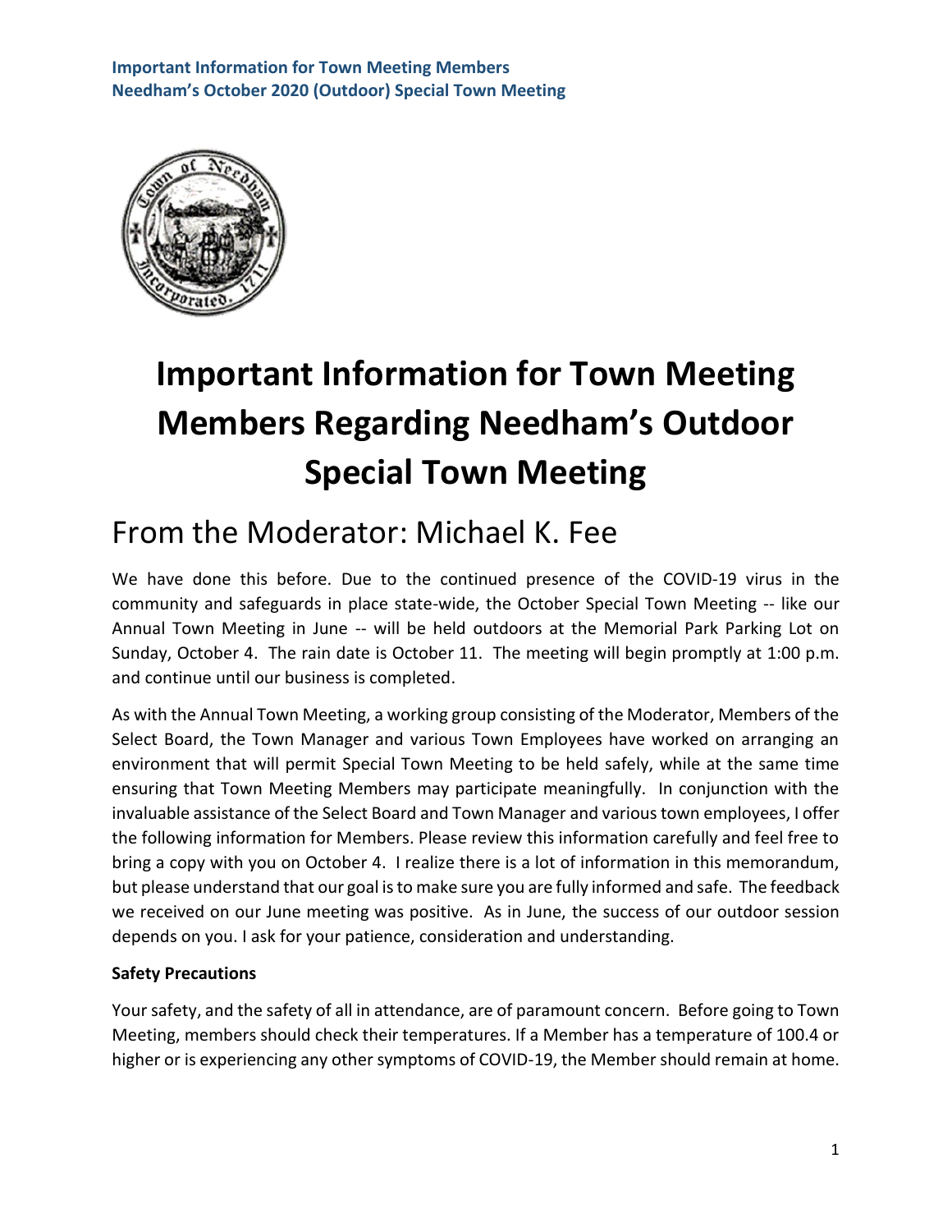# Important Information for Town Meeting Members Regarding Needham's Outdoor Special Town Meeting

## From the Moderator: Michael K. Fee

We have done this before. Due to the continued presence of the COVID-19 virus in the community and safeguards in place state-wide, the October Special Town Meeting -- like our Annual Town Meeting in June -- will be held outdoors at the Memorial Park Parking Lot on Sunday, October 4. The rain date is October 11. The meeting will begin promptly at 1:00 p.m. and continue until our business is completed.

As with the Annual Town Meeting, a working group consisting of the Moderator, Members of the Select Board, the Town Manager and various Town Employees have worked on arranging an environment that will permit Special Town Meeting to be held safely, while at the same time ensuring that Town Meeting Members may participate meaningfully. In conjunction with the invaluable assistance of the Select Board and Town Manager and various town employees, I offer the following information for Members. Please review this information carefully and feel free to bring a copy with you on October 4. I realize there is a lot of information in this memorandum, but please understand that our goal is to make sure you are fully informed and safe. The feedback we received on our June meeting was positive. As in June, the success of our outdoor session depends on you. I ask for your patience, consideration and understanding.

**Safety Precautions**

Your safety, and the safety of all in attendance, are of paramount concern. Before going to Town Meeting, members should check their temperatures. If a Member has a temperature of 100.4 or higher or is experiencing any other symptoms of COVID-19, the Member should remain at home.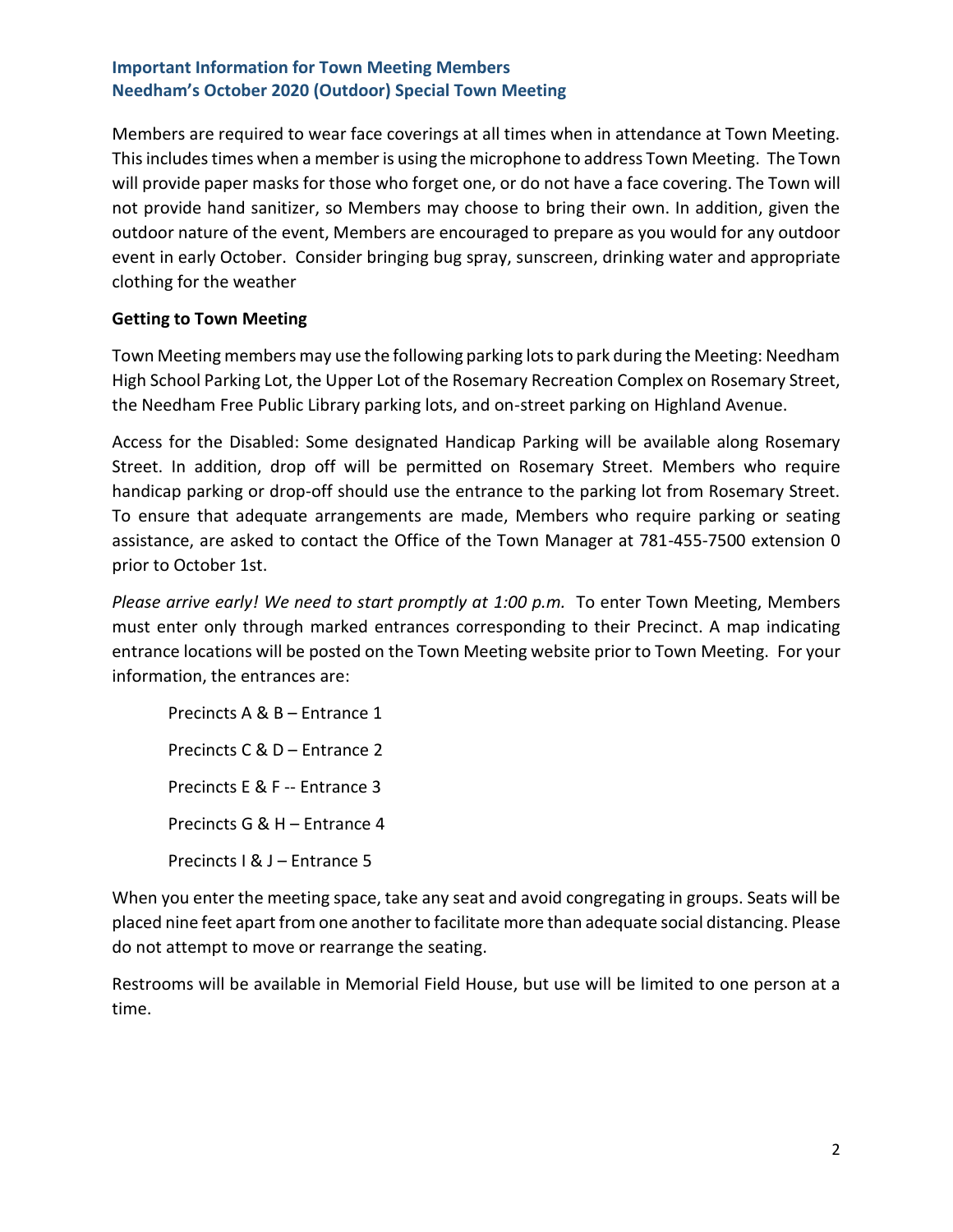### Important Information for Town Meeting Members
### Needham's October 2020 (Outdoor) Special Town Meeting

Members are required to wear face coverings at all times when in attendance at Town Meeting. This includes times when a member is using the microphone to address Town Meeting. The Town will provide paper masks for those who forget one, or do not have a face covering. The Town will not provide hand sanitizer, so Members may choose to bring their own. In addition, given the outdoor nature of the event, Members are encouraged to prepare as you would for any outdoor event in early October. Consider bringing bug spray, sunscreen, drinking water and appropriate clothing for the weather

**Getting to Town Meeting**

Town Meeting members may use the following parking lots to park during the Meeting: Needham High School Parking Lot, the Upper Lot of the Rosemary Recreation Complex on Rosemary Street, the Needham Free Public Library parking lots, and on-street parking on Highland Avenue.

Access for the Disabled: Some designated Handicap Parking will be available along Rosemary Street. In addition, drop off will be permitted on Rosemary Street. Members who require handicap parking or drop-off should use the entrance to the parking lot from Rosemary Street. To ensure that adequate arrangements are made, Members who require parking or seating assistance, are asked to contact the Office of the Town Manager at 781-455-7500 extension 0 prior to October 1st.

*Please arrive early! We need to start promptly at 1:00 p.m.* To enter Town Meeting, Members must enter only through marked entrances corresponding to their Precinct. A map indicating entrance locations will be posted on the Town Meeting website prior to Town Meeting. For your information, the entrances are:

Precincts A & B – Entrance 1

Precincts C & D – Entrance 2

Precincts E & F -- Entrance 3

Precincts G & H – Entrance 4

Precincts I & J – Entrance 5

When you enter the meeting space, take any seat and avoid congregating in groups. Seats will be placed nine feet apart from one another to facilitate more than adequate social distancing. Please do not attempt to move or rearrange the seating.

Restrooms will be available in Memorial Field House, but use will be limited to one person at a time.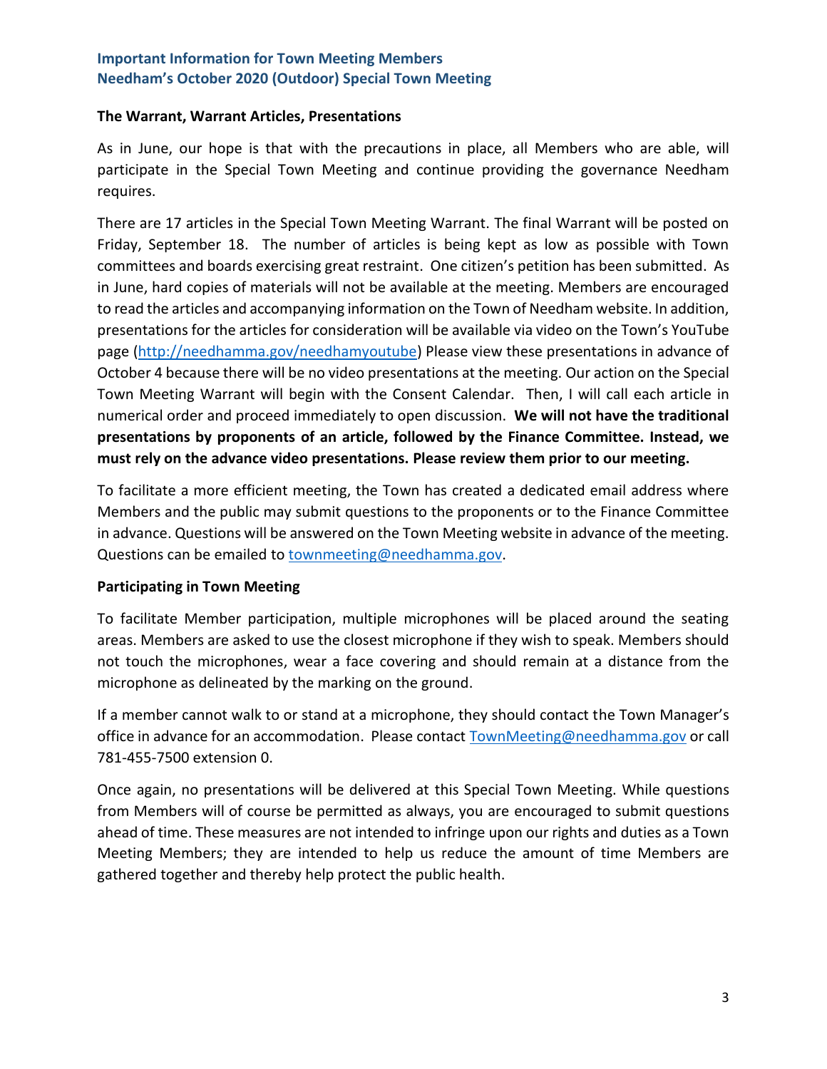**Important Information for Town Meeting Members**
**Needham's October 2020 (Outdoor) Special Town Meeting**

### The Warrant, Warrant Articles, Presentations

As in June, our hope is that with the precautions in place, all Members who are able, will participate in the Special Town Meeting and continue providing the governance Needham requires.

There are 17 articles in the Special Town Meeting Warrant. The final Warrant will be posted on Friday, September 18. The number of articles is being kept as low as possible with Town committees and boards exercising great restraint. One citizen's petition has been submitted. As in June, hard copies of materials will not be available at the meeting. Members are encouraged to read the articles and accompanying information on the Town of Needham website. In addition, presentations for the articles for consideration will be available via video on the Town's YouTube page (http://needhamma.gov/needhamyoutube) Please view these presentations in advance of October 4 because there will be no video presentations at the meeting. Our action on the Special Town Meeting Warrant will begin with the Consent Calendar. Then, I will call each article in numerical order and proceed immediately to open discussion. **We will not have the traditional presentations by proponents of an article, followed by the Finance Committee. Instead, we must rely on the advance video presentations. Please review them prior to our meeting.**

To facilitate a more efficient meeting, the Town has created a dedicated email address where Members and the public may submit questions to the proponents or to the Finance Committee in advance. Questions will be answered on the Town Meeting website in advance of the meeting. Questions can be emailed to townmeeting@needhamma.gov.

### Participating in Town Meeting

To facilitate Member participation, multiple microphones will be placed around the seating areas. Members are asked to use the closest microphone if they wish to speak. Members should not touch the microphones, wear a face covering and should remain at a distance from the microphone as delineated by the marking on the ground.

If a member cannot walk to or stand at a microphone, they should contact the Town Manager's office in advance for an accommodation. Please contact TownMeeting@needhamma.gov or call 781-455-7500 extension 0.

Once again, no presentations will be delivered at this Special Town Meeting. While questions from Members will of course be permitted as always, you are encouraged to submit questions ahead of time. These measures are not intended to infringe upon our rights and duties as a Town Meeting Members; they are intended to help us reduce the amount of time Members are gathered together and thereby help protect the public health.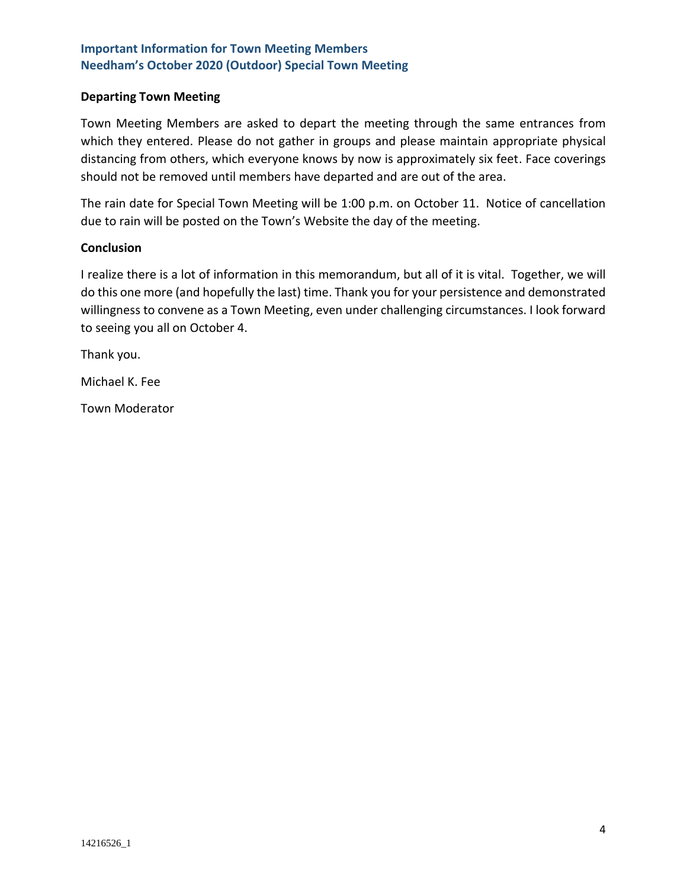**Departing Town Meeting**

Town Meeting Members are asked to depart the meeting through the same entrances from which they entered. Please do not gather in groups and please maintain appropriate physical distancing from others, which everyone knows by now is approximately six feet. Face coverings should not be removed until members have departed and are out of the area.

The rain date for Special Town Meeting will be 1:00 p.m. on October 11. Notice of cancellation due to rain will be posted on the Town's Website the day of the meeting.

**Conclusion**

I realize there is a lot of information in this memorandum, but all of it is vital. Together, we will do this one more (and hopefully the last) time. Thank you for your persistence and demonstrated willingness to convene as a Town Meeting, even under challenging circumstances. I look forward to seeing you all on October 4.

Thank you.

Michael K. Fee

Town Moderator

14216526_1